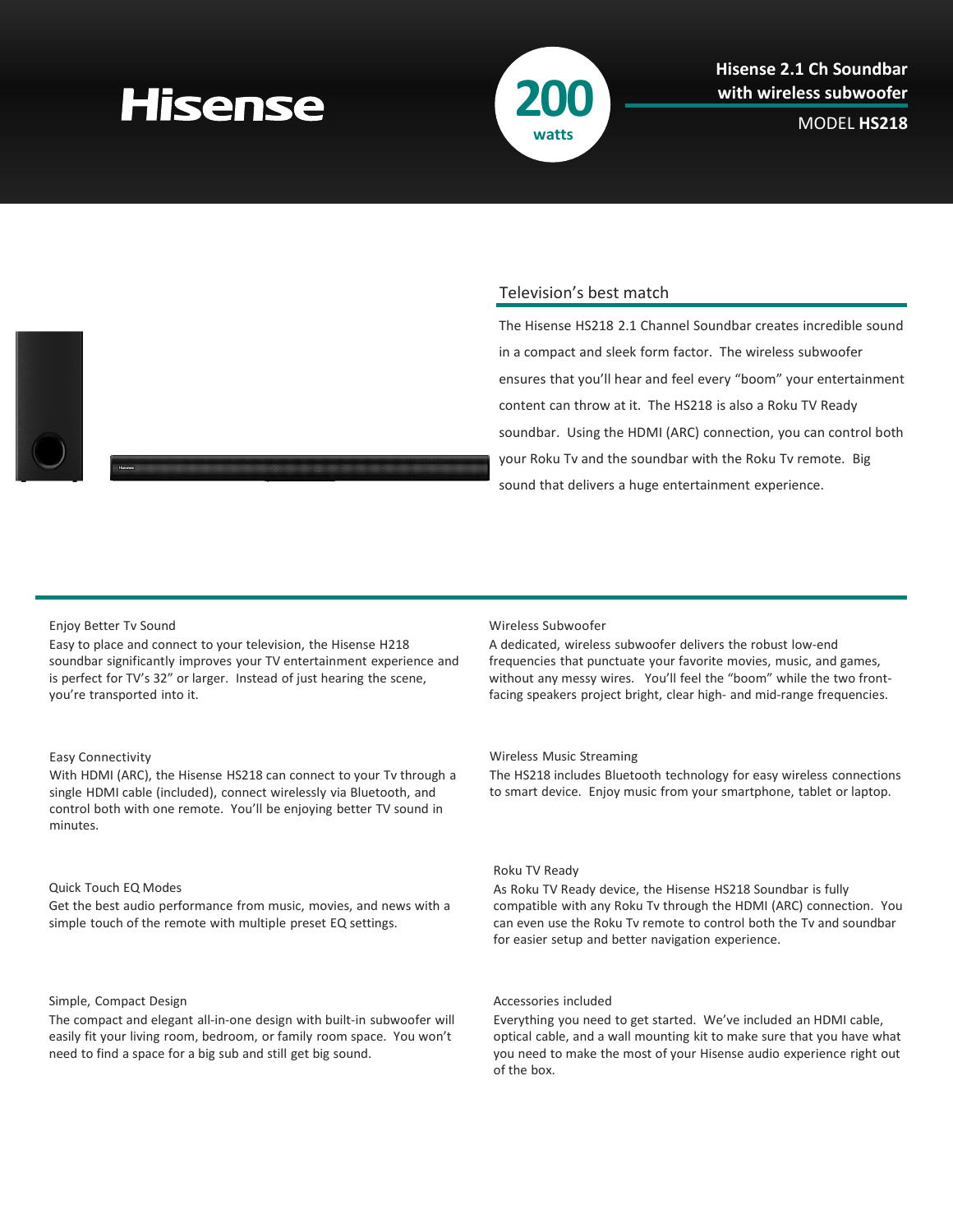# Hisense

**200** watts

## Hisense 2.1 Ch Soundbar with wireless subwoofer

MODEL **HS218**

## Television's best match

The Hisense HS218 2.1 Channel Soundbar creates incredible sound in a compact and sleek form factor. The wireless subwoofer ensures that you'll hear and feel every "boom" your entertainment content can throw at it. The HS218 is also a Roku TV Ready soundbar. Using the HDMI (ARC) connection, you can control both your Roku Tv and the soundbar with the Roku Tv remote. Big sound that delivers a huge entertainment experience.

### Enjoy Better Tv Sound

Easy to place and connect to your television, the Hisense H218 soundbar significantly improves your TV entertainment experience and is perfect for TV's 32" or larger. Instead of just hearing the scene, you're transported into it.

### Easy Connectivity

With HDMI (ARC), the Hisense HS218 can connect to your Tv through a single HDMI cable (included), connect wirelessly via Bluetooth, and control both with one remote. You'll be enjoying better TV sound in minutes.

### Quick Touch EQ Modes

Get the best audio performance from music, movies, and news with a simple touch of the remote with multiple preset EQ settings.

### Simple, Compact Design

The compact and elegant all-in-one design with built-in subwoofer will easily fit your living room, bedroom, or family room space. You won't need to find a space for a big sub and still get big sound.

### Wireless Subwoofer

A dedicated, wireless subwoofer delivers the robust low-end frequencies that punctuate your favorite movies, music, and games, without any messy wires. You'll feel the "boom" while the two front-facing speakers project bright, clear high- and mid-range frequencies.

### Wireless Music Streaming

The HS218 includes Bluetooth technology for easy wireless connections to smart device. Enjoy music from your smartphone, tablet or laptop.

### Roku TV Ready

As Roku TV Ready device, the Hisense HS218 Soundbar is fully compatible with any Roku Tv through the HDMI (ARC) connection. You can even use the Roku Tv remote to control both the Tv and soundbar for easier setup and better navigation experience.

### Accessories included

Everything you need to get started. We've included an HDMI cable, optical cable, and a wall mounting kit to make sure that you have what you need to make the most of your Hisense audio experience right out of the box.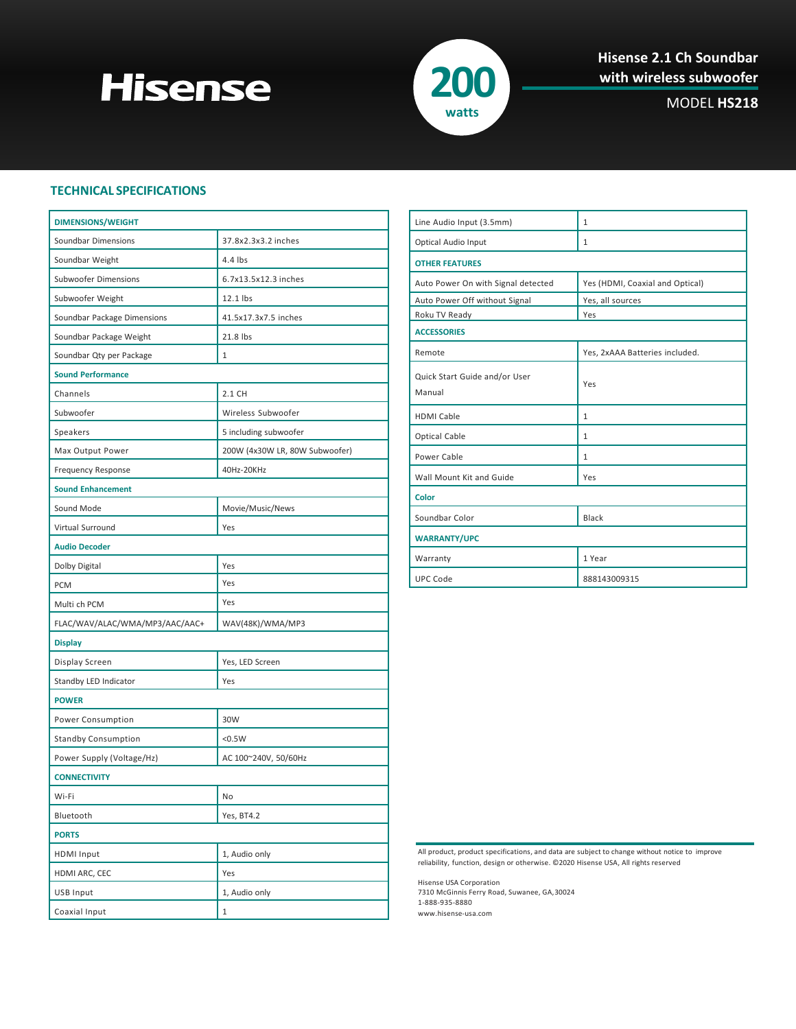Hisense

200 watts

Hisense 2.1 Ch Soundbar with wireless subwoofer

MODEL **HS218**

## TECHNICAL SPECIFICATIONS

| | |
|---|---|
| **DIMENSIONS/WEIGHT** | |
| Soundbar Dimensions | 37.8x2.3x3.2 inches |
| Soundbar Weight | 4.4 lbs |
| Subwoofer Dimensions | 6.7x13.5x12.3 inches |
| Subwoofer Weight | 12.1 lbs |
| Soundbar Package Dimensions | 41.5x17.3x7.5 inches |
| Soundbar Package Weight | 21.8 lbs |
| Soundbar Qty per Package | 1 |
| **Sound Performance** | |
| Channels | 2.1 CH |
| Subwoofer | Wireless Subwoofer |
| Speakers | 5 including subwoofer |
| Max Output Power | 200W (4x30W LR, 80W Subwoofer) |
| Frequency Response | 40Hz-20KHz |
| **Sound Enhancement** | |
| Sound Mode | Movie/Music/News |
| Virtual Surround | Yes |
| **Audio Decoder** | |
| Dolby Digital | Yes |
| PCM | Yes |
| Multi ch PCM | Yes |
| FLAC/WAV/ALAC/WMA/MP3/AAC/AAC+ | WAV(48K)/WMA/MP3 |
| **Display** | |
| Display Screen | Yes, LED Screen |
| Standby LED Indicator | Yes |
| **POWER** | |
| Power Consumption | 30W |
| Standby Consumption | <0.5W |
| Power Supply (Voltage/Hz) | AC 100~240V, 50/60Hz |
| **CONNECTIVITY** | |
| Wi-Fi | No |
| Bluetooth | Yes, BT4.2 |
| **PORTS** | |
| HDMI Input | 1, Audio only |
| HDMI ARC, CEC | Yes |
| USB Input | 1, Audio only |
| Coaxial Input | 1 |
| Line Audio Input (3.5mm) | 1 |
| Optical Audio Input | 1 |
| **OTHER FEATURES** | |
| Auto Power On with Signal detected | Yes (HDMI, Coaxial and Optical) |
| Auto Power Off without Signal | Yes, all sources |
| Roku TV Ready | Yes |
| **ACCESSORIES** | |
| Remote | Yes, 2xAAA Batteries included. |
| Quick Start Guide and/or User Manual | Yes |
| HDMI Cable | 1 |
| Optical Cable | 1 |
| Power Cable | 1 |
| Wall Mount Kit and Guide | Yes |
| **Color** | |
| Soundbar Color | Black |
| **WARRANTY/UPC** | |
| Warranty | 1 Year |
| UPC Code | 888143009315 |

All product, product specifications, and data are subject to change without notice to improve reliability, function, design or otherwise. ©2020 Hisense USA, All rights reserved

Hisense USA Corporation
7310 McGinnis Ferry Road, Suwanee, GA, 30024
1-888-935-8880
www.hisense-usa.com